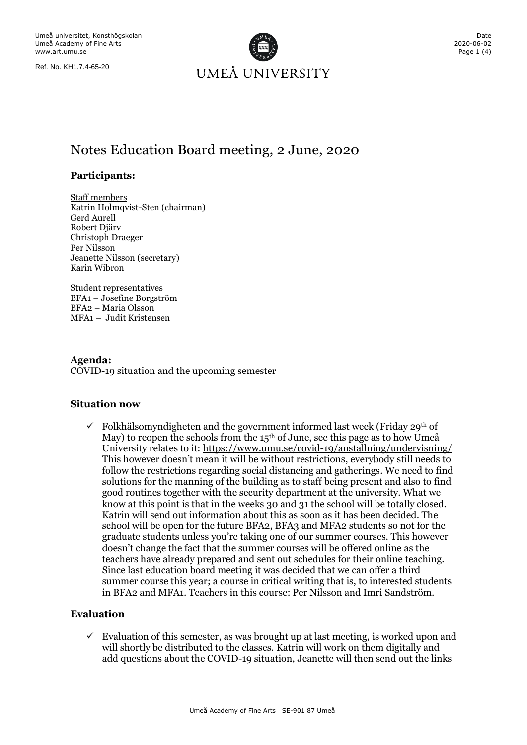Umeå universitet, Konsthögskolan
Umeå Academy of Fine Arts
www.art.umu.se

Ref. No. KH1.7.4-65-20

UMEÅ UNIVERSITY

Date
2020-06-02

# Notes Education Board meeting, 2 June, 2020

### Participants:

Staff members
Katrin Holmqvist-Sten (chairman)
Gerd Aurell
Robert Djärv
Christoph Draeger
Per Nilsson
Jeanette Nilsson (secretary)
Karin Wibron

Student representatives
BFA1 – Josefine Borgström
BFA2 – Maria Olsson
MFA1 – Judit Kristensen

### Agenda:

COVID-19 situation and the upcoming semester

### Situation now

- ✓ Folkhälsomyndigheten and the government informed last week (Friday 29th of May) to reopen the schools from the 15th of June, see this page as to how Umeå University relates to it: https://www.umu.se/covid-19/anstallning/undervisning/ This however doesn't mean it will be without restrictions, everybody still needs to follow the restrictions regarding social distancing and gatherings. We need to find solutions for the manning of the building as to staff being present and also to find good routines together with the security department at the university. What we know at this point is that in the weeks 30 and 31 the school will be totally closed. Katrin will send out information about this as soon as it has been decided. The school will be open for the future BFA2, BFA3 and MFA2 students so not for the graduate students unless you're taking one of our summer courses. This however doesn't change the fact that the summer courses will be offered online as the teachers have already prepared and sent out schedules for their online teaching. Since last education board meeting it was decided that we can offer a third summer course this year; a course in critical writing that is, to interested students in BFA2 and MFA1. Teachers in this course: Per Nilsson and Imri Sandström.

### Evaluation

- ✓ Evaluation of this semester, as was brought up at last meeting, is worked upon and will shortly be distributed to the classes. Katrin will work on them digitally and add questions about the COVID-19 situation, Jeanette will then send out the links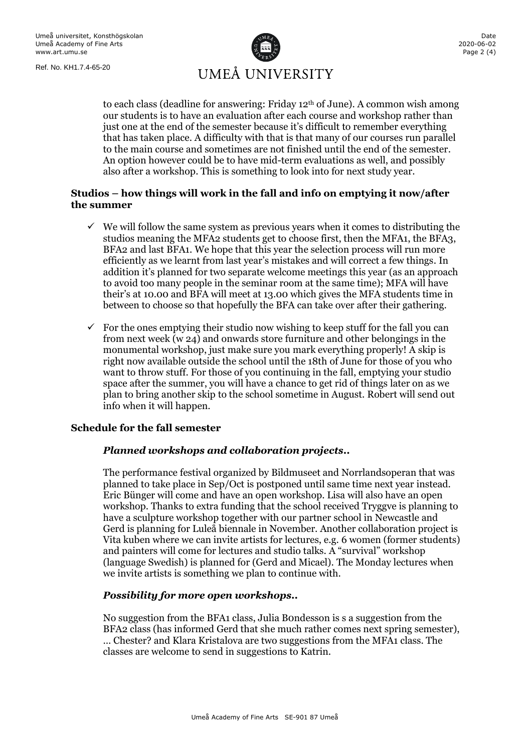to each class (deadline for answering: Friday 12th of June). A common wish among our students is to have an evaluation after each course and workshop rather than just one at the end of the semester because it's difficult to remember everything that has taken place. A difficulty with that is that many of our courses run parallel to the main course and sometimes are not finished until the end of the semester. An option however could be to have mid-term evaluations as well, and possibly also after a workshop. This is something to look into for next study year.

**Studios – how things will work in the fall and info on emptying it now/after the summer**

- ✓ We will follow the same system as previous years when it comes to distributing the studios meaning the MFA2 students get to choose first, then the MFA1, the BFA3, BFA2 and last BFA1. We hope that this year the selection process will run more efficiently as we learnt from last year's mistakes and will correct a few things. In addition it's planned for two separate welcome meetings this year (as an approach to avoid too many people in the seminar room at the same time); MFA will have their's at 10.00 and BFA will meet at 13.00 which gives the MFA students time in between to choose so that hopefully the BFA can take over after their gathering.
- ✓ For the ones emptying their studio now wishing to keep stuff for the fall you can from next week (w 24) and onwards store furniture and other belongings in the monumental workshop, just make sure you mark everything properly! A skip is right now available outside the school until the 18th of June for those of you who want to throw stuff. For those of you continuing in the fall, emptying your studio space after the summer, you will have a chance to get rid of things later on as we plan to bring another skip to the school sometime in August. Robert will send out info when it will happen.

**Schedule for the fall semester**

***Planned workshops and collaboration projects..***

The performance festival organized by Bildmuseet and Norrlandsoperan that was planned to take place in Sep/Oct is postponed until same time next year instead. Eric Bünger will come and have an open workshop. Lisa will also have an open workshop. Thanks to extra funding that the school received Tryggve is planning to have a sculpture workshop together with our partner school in Newcastle and Gerd is planning for Luleå biennale in November. Another collaboration project is Vita kuben where we can invite artists for lectures, e.g. 6 women (former students) and painters will come for lectures and studio talks. A "survival" workshop (language Swedish) is planned for (Gerd and Micael). The Monday lectures when we invite artists is something we plan to continue with.

***Possibility for more open workshops..***

No suggestion from the BFA1 class, Julia B0ndesson is s a suggestion from the BFA2 class (has informed Gerd that she much rather comes next spring semester), … Chester? and Klara Kristalova are two suggestions from the MFA1 class. The classes are welcome to send in suggestions to Katrin.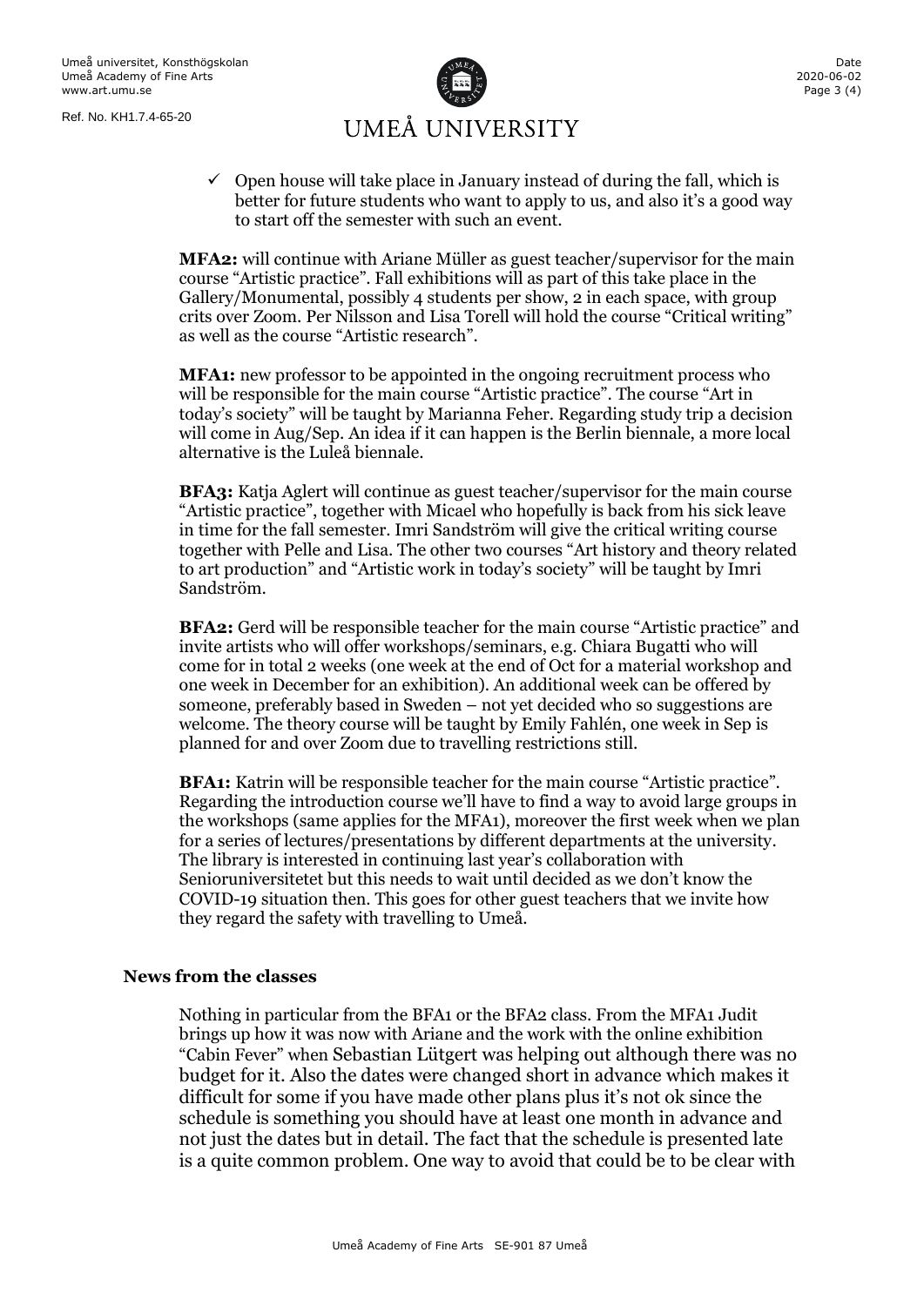- ✓ Open house will take place in January instead of during the fall, which is better for future students who want to apply to us, and also it's a good way to start off the semester with such an event.

**MFA2:** will continue with Ariane Müller as guest teacher/supervisor for the main course "Artistic practice". Fall exhibitions will as part of this take place in the Gallery/Monumental, possibly 4 students per show, 2 in each space, with group crits over Zoom. Per Nilsson and Lisa Torell will hold the course "Critical writing" as well as the course "Artistic research".

**MFA1:** new professor to be appointed in the ongoing recruitment process who will be responsible for the main course "Artistic practice". The course "Art in today's society" will be taught by Marianna Feher. Regarding study trip a decision will come in Aug/Sep. An idea if it can happen is the Berlin biennale, a more local alternative is the Luleå biennale.

**BFA3:** Katja Aglert will continue as guest teacher/supervisor for the main course "Artistic practice", together with Micael who hopefully is back from his sick leave in time for the fall semester. Imri Sandström will give the critical writing course together with Pelle and Lisa. The other two courses "Art history and theory related to art production" and "Artistic work in today's society" will be taught by Imri Sandström.

**BFA2:** Gerd will be responsible teacher for the main course "Artistic practice" and invite artists who will offer workshops/seminars, e.g. Chiara Bugatti who will come for in total 2 weeks (one week at the end of Oct for a material workshop and one week in December for an exhibition). An additional week can be offered by someone, preferably based in Sweden – not yet decided who so suggestions are welcome. The theory course will be taught by Emily Fahlén, one week in Sep is planned for and over Zoom due to travelling restrictions still.

**BFA1:** Katrin will be responsible teacher for the main course "Artistic practice". Regarding the introduction course we'll have to find a way to avoid large groups in the workshops (same applies for the MFA1), moreover the first week when we plan for a series of lectures/presentations by different departments at the university. The library is interested in continuing last year's collaboration with Senioruniversitetet but this needs to wait until decided as we don't know the COVID-19 situation then. This goes for other guest teachers that we invite how they regard the safety with travelling to Umeå.

### News from the classes

Nothing in particular from the BFA1 or the BFA2 class. From the MFA1 Judit brings up how it was now with Ariane and the work with the online exhibition "Cabin Fever" when Sebastian Lütgert was helping out although there was no budget for it. Also the dates were changed short in advance which makes it difficult for some if you have made other plans plus it's not ok since the schedule is something you should have at least one month in advance and not just the dates but in detail. The fact that the schedule is presented late is a quite common problem. One way to avoid that could be to be clear with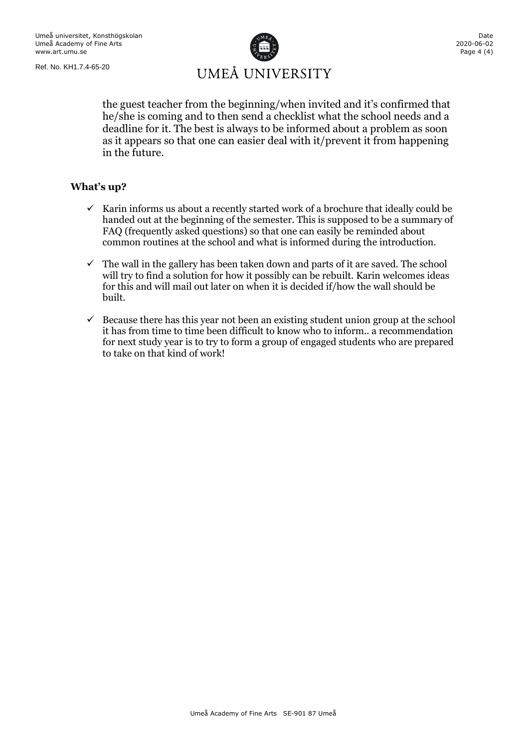the guest teacher from the beginning/when invited and it's confirmed that he/she is coming and to then send a checklist what the school needs and a deadline for it. The best is always to be informed about a problem as soon as it appears so that one can easier deal with it/prevent it from happening in the future.

**What's up?**

- ✓ Karin informs us about a recently started work of a brochure that ideally could be handed out at the beginning of the semester. This is supposed to be a summary of FAQ (frequently asked questions) so that one can easily be reminded about common routines at the school and what is informed during the introduction.
- ✓ The wall in the gallery has been taken down and parts of it are saved. The school will try to find a solution for how it possibly can be rebuilt. Karin welcomes ideas for this and will mail out later on when it is decided if/how the wall should be built.
- ✓ Because there has this year not been an existing student union group at the school it has from time to time been difficult to know who to inform.. a recommendation for next study year is to try to form a group of engaged students who are prepared to take on that kind of work!